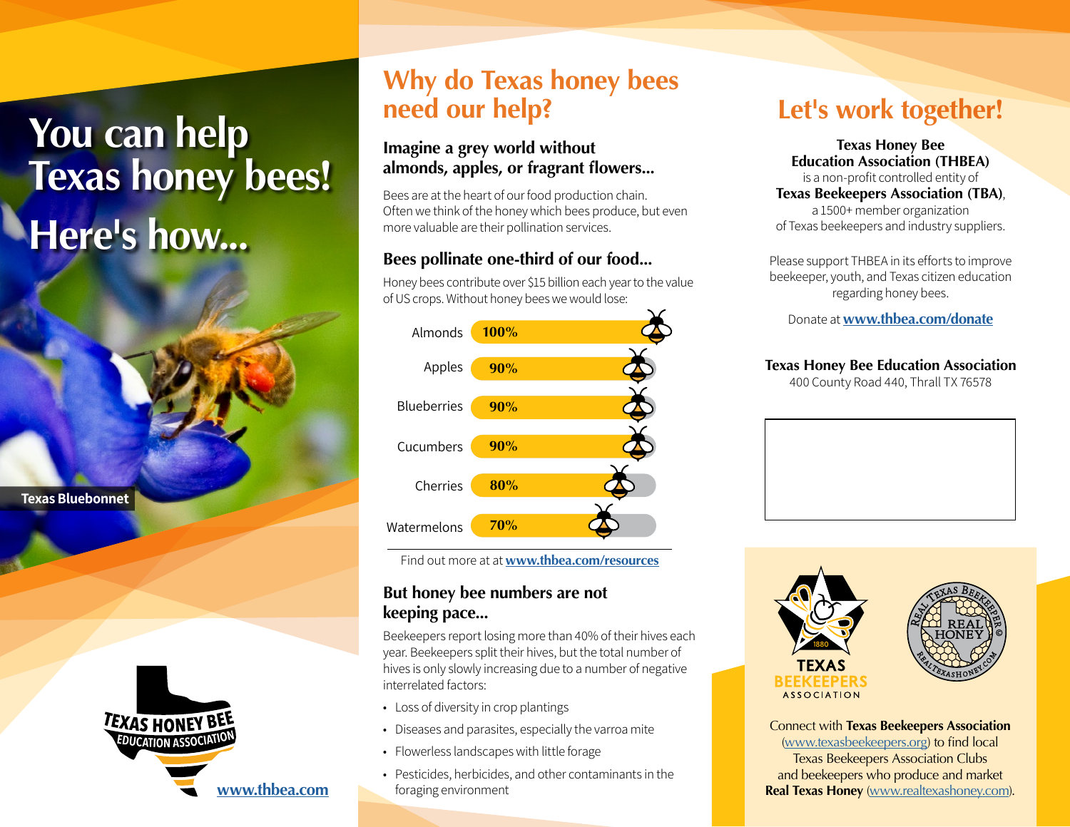# You can help Texas honey bees! Here's how...

Texas Bluebonnet

TEXAS HONEY BEE EDUCATION ASSOCIATION

www.thbea.com

## Why do Texas honey bees need our help?

### Imagine a grey world without almonds, apples, or fragrant flowers...

Bees are at the heart of our food production chain. Often we think of the honey which bees produce, but even more valuable are their pollination services.

### Bees pollinate one-third of our food...

Honey bees contribute over $15 billion each year to the value of US crops. Without honey bees we would lose:

| Crop | Loss |
|---|---|
| Almonds | 100% |
| Apples | 90% |
| Blueberries | 90% |
| Cucumbers | 90% |
| Cherries | 80% |
| Watermelons | 70% |

Find out more at **www.thbea.com/resources**

### But honey bee numbers are not keeping pace...

Beekeepers report losing more than 40% of their hives each year. Beekeepers split their hives, but the total number of hives is only slowly increasing due to a number of negative interrelated factors:

- Loss of diversity in crop plantings
- Diseases and parasites, especially the varroa mite
- Flowerless landscapes with little forage
- Pesticides, herbicides, and other contaminants in the foraging environment

## Let's work together!

**Texas Honey Bee Education Association (THBEA)** is a non-profit controlled entity of **Texas Beekeepers Association (TBA)**, a 1500+ member organization of Texas beekeepers and industry suppliers.

Please support THBEA in its efforts to improve beekeeper, youth, and Texas citizen education regarding honey bees.

Donate at **www.thbea.com/donate**

**Texas Honey Bee Education Association**
400 County Road 440, Thrall TX 76578

TEXAS BEEKEEPERS ASSOCIATION 1880

REAL TEXAS BEEKEEPER REAL HONEY © REALTEXASHONEY.COM

Connect with **Texas Beekeepers Association** (www.texasbeekeepers.org) to find local Texas Beekeepers Association Clubs and beekeepers who produce and market **Real Texas Honey** (www.realtexashoney.com).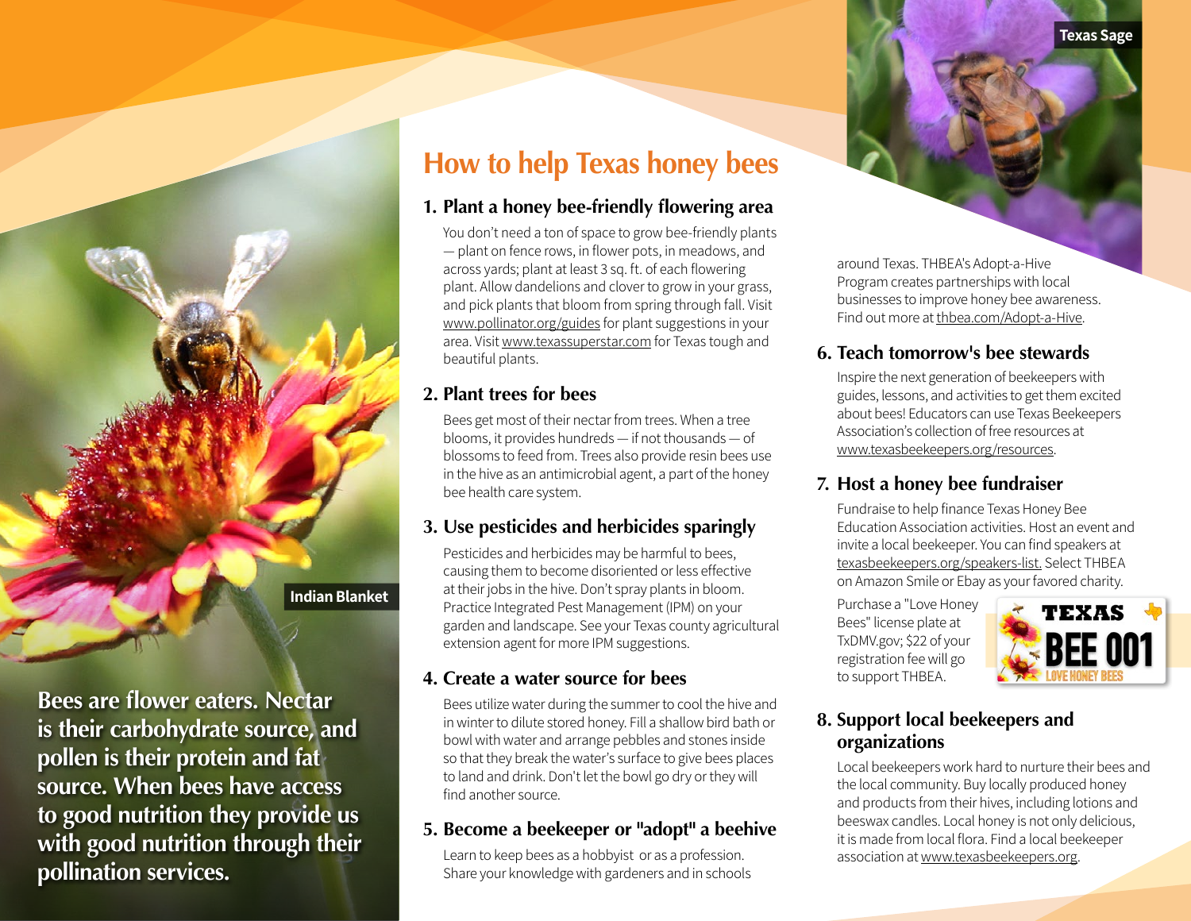Indian Blanket

**Bees are flower eaters. Nectar is their carbohydrate source, and pollen is their protein and fat source. When bees have access to good nutrition they provide us with good nutrition through their pollination services.**

# How to help Texas honey bees

## 1. Plant a honey bee-friendly flowering area

You don't need a ton of space to grow bee-friendly plants — plant on fence rows, in flower pots, in meadows, and across yards; plant at least 3 sq. ft. of each flowering plant. Allow dandelions and clover to grow in your grass, and pick plants that bloom from spring through fall. Visit www.pollinator.org/guides for plant suggestions in your area. Visit www.texassuperstar.com for Texas tough and beautiful plants.

## 2. Plant trees for bees

Bees get most of their nectar from trees. When a tree blooms, it provides hundreds — if not thousands — of blossoms to feed from. Trees also provide resin bees use in the hive as an antimicrobial agent, a part of the honey bee health care system.

## 3. Use pesticides and herbicides sparingly

Pesticides and herbicides may be harmful to bees, causing them to become disoriented or less effective at their jobs in the hive. Don't spray plants in bloom. Practice Integrated Pest Management (IPM) on your garden and landscape. See your Texas county agricultural extension agent for more IPM suggestions.

## 4. Create a water source for bees

Bees utilize water during the summer to cool the hive and in winter to dilute stored honey. Fill a shallow bird bath or bowl with water and arrange pebbles and stones inside so that they break the water's surface to give bees places to land and drink. Don't let the bowl go dry or they will find another source.

## 5. Become a beekeeper or "adopt" a beehive

Learn to keep bees as a hobbyist or as a profession. Share your knowledge with gardeners and in schools around Texas. THBEA's Adopt-a-Hive Program creates partnerships with local businesses to improve honey bee awareness. Find out more at thbea.com/Adopt-a-Hive.

Texas Sage

## 6. Teach tomorrow's bee stewards

Inspire the next generation of beekeepers with guides, lessons, and activities to get them excited about bees! Educators can use Texas Beekeepers Association's collection of free resources at www.texasbeekeepers.org/resources.

## 7. Host a honey bee fundraiser

Fundraise to help finance Texas Honey Bee Education Association activities. Host an event and invite a local beekeeper. You can find speakers at texasbeekeepers.org/speakers-list. Select THBEA on Amazon Smile or Ebay as your favored charity.

Purchase a "Love Honey Bees" license plate at TxDMV.gov; $22 of your registration fee will go to support THBEA.

TEXAS
BEE 001
LOVE HONEY BEES

## 8. Support local beekeepers and organizations

Local beekeepers work hard to nurture their bees and the local community. Buy locally produced honey and products from their hives, including lotions and beeswax candles. Local honey is not only delicious, it is made from local flora. Find a local beekeeper association at www.texasbeekeepers.org.